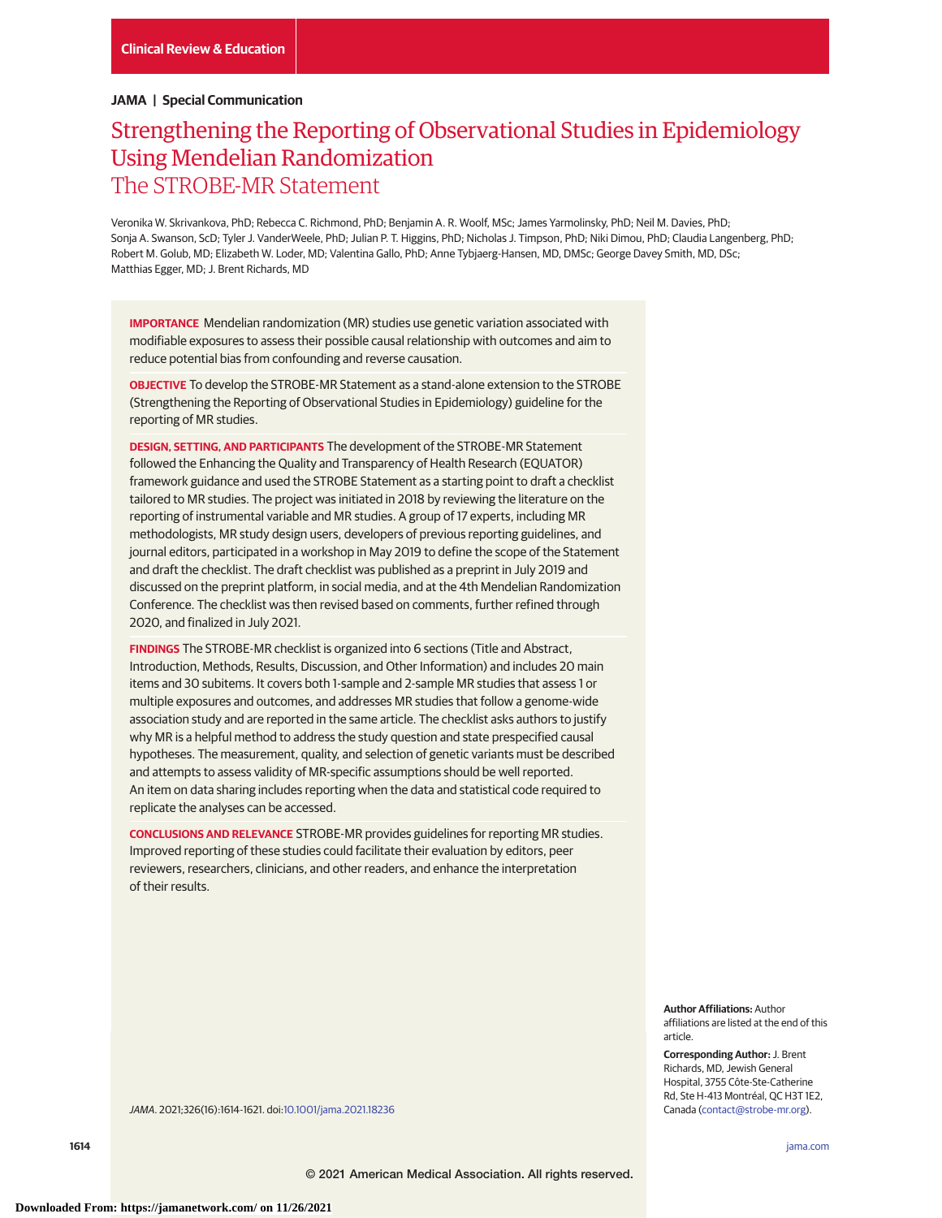Clinical Review & Education

**JAMA | Special Communication**

# Strengthening the Reporting of Observational Studies in Epidemiology Using Mendelian Randomization
## The STROBE-MR Statement

Veronika W. Skrivankova, PhD; Rebecca C. Richmond, PhD; Benjamin A. R. Woolf, MSc; James Yarmolinsky, PhD; Neil M. Davies, PhD; Sonja A. Swanson, ScD; Tyler J. VanderWeele, PhD; Julian P. T. Higgins, PhD; Nicholas J. Timpson, PhD; Niki Dimou, PhD; Claudia Langenberg, PhD; Robert M. Golub, MD; Elizabeth W. Loder, MD; Valentina Gallo, PhD; Anne Tybjaerg-Hansen, MD, DMSc; George Davey Smith, MD, DSc; Matthias Egger, MD; J. Brent Richards, MD

**IMPORTANCE** Mendelian randomization (MR) studies use genetic variation associated with modifiable exposures to assess their possible causal relationship with outcomes and aim to reduce potential bias from confounding and reverse causation.

**OBJECTIVE** To develop the STROBE-MR Statement as a stand-alone extension to the STROBE (Strengthening the Reporting of Observational Studies in Epidemiology) guideline for the reporting of MR studies.

**DESIGN, SETTING, AND PARTICIPANTS** The development of the STROBE-MR Statement followed the Enhancing the Quality and Transparency of Health Research (EQUATOR) framework guidance and used the STROBE Statement as a starting point to draft a checklist tailored to MR studies. The project was initiated in 2018 by reviewing the literature on the reporting of instrumental variable and MR studies. A group of 17 experts, including MR methodologists, MR study design users, developers of previous reporting guidelines, and journal editors, participated in a workshop in May 2019 to define the scope of the Statement and draft the checklist. The draft checklist was published as a preprint in July 2019 and discussed on the preprint platform, in social media, and at the 4th Mendelian Randomization Conference. The checklist was then revised based on comments, further refined through 2020, and finalized in July 2021.

**FINDINGS** The STROBE-MR checklist is organized into 6 sections (Title and Abstract, Introduction, Methods, Results, Discussion, and Other Information) and includes 20 main items and 30 subitems. It covers both 1-sample and 2-sample MR studies that assess 1 or multiple exposures and outcomes, and addresses MR studies that follow a genome-wide association study and are reported in the same article. The checklist asks authors to justify why MR is a helpful method to address the study question and state prespecified causal hypotheses. The measurement, quality, and selection of genetic variants must be described and attempts to assess validity of MR-specific assumptions should be well reported. An item on data sharing includes reporting when the data and statistical code required to replicate the analyses can be accessed.

**CONCLUSIONS AND RELEVANCE** STROBE-MR provides guidelines for reporting MR studies. Improved reporting of these studies could facilitate their evaluation by editors, peer reviewers, researchers, clinicians, and other readers, and enhance the interpretation of their results.

*JAMA*. 2021;326(16):1614-1621. doi:10.1001/jama.2021.18236

**Author Affiliations:** Author affiliations are listed at the end of this article.

**Corresponding Author:** J. Brent Richards, MD, Jewish General Hospital, 3755 Côte-Ste-Catherine Rd, Ste H-413 Montréal, QC H3T 1E2, Canada (contact@strobe-mr.org).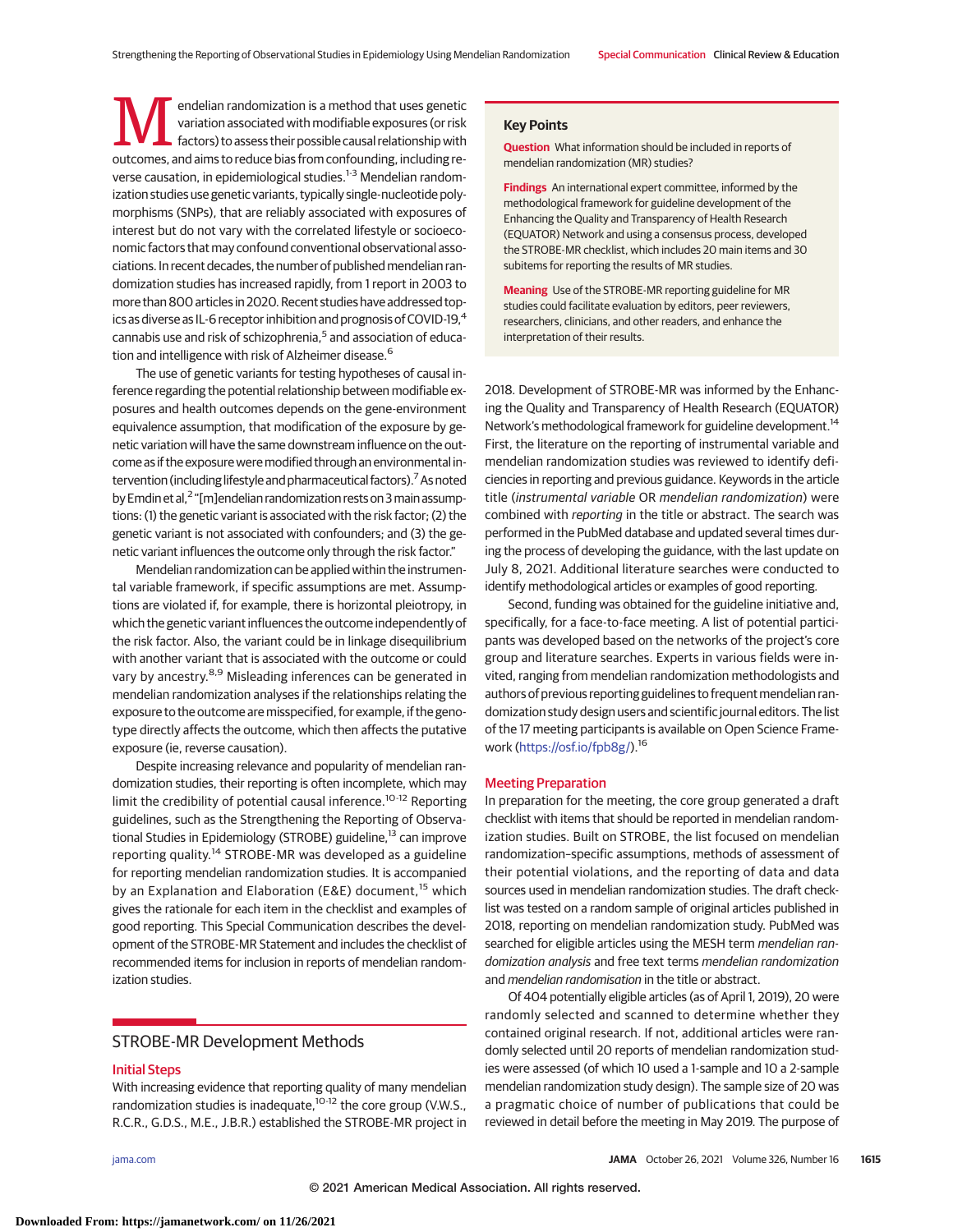Mendelian randomization is a method that uses genetic variation associated with modifiable exposures (or risk factors) to assess their possible causal relationship with outcomes, and aims to reduce bias from confounding, including reverse causation, in epidemiological studies.[1-3] Mendelian randomization studies use genetic variants, typically single-nucleotide polymorphisms (SNPs), that are reliably associated with exposures of interest but do not vary with the correlated lifestyle or socioeconomic factors that may confound conventional observational associations. In recent decades, the number of published mendelian randomization studies has increased rapidly, from 1 report in 2003 to more than 800 articles in 2020. Recent studies have addressed topics as diverse as IL-6 receptor inhibition and prognosis of COVID-19,[4] cannabis use and risk of schizophrenia,[5] and association of education and intelligence with risk of Alzheimer disease.[6]

The use of genetic variants for testing hypotheses of causal inference regarding the potential relationship between modifiable exposures and health outcomes depends on the gene-environment equivalence assumption, that modification of the exposure by genetic variation will have the same downstream influence on the outcome as if the exposure were modified through an environmental intervention (including lifestyle and pharmaceutical factors).[7] As noted by Emdin et al,[2] "[m]endelian randomization rests on 3 main assumptions: (1) the genetic variant is associated with the risk factor; (2) the genetic variant is not associated with confounders; and (3) the genetic variant influences the outcome only through the risk factor."

Mendelian randomization can be applied within the instrumental variable framework, if specific assumptions are met. Assumptions are violated if, for example, there is horizontal pleiotropy, in which the genetic variant influences the outcome independently of the risk factor. Also, the variant could be in linkage disequilibrium with another variant that is associated with the outcome or could vary by ancestry.[8,9] Misleading inferences can be generated in mendelian randomization analyses if the relationships relating the exposure to the outcome are misspecified, for example, if the genotype directly affects the outcome, which then affects the putative exposure (ie, reverse causation).

Despite increasing relevance and popularity of mendelian randomization studies, their reporting is often incomplete, which may limit the credibility of potential causal inference.[10-12] Reporting guidelines, such as the Strengthening the Reporting of Observational Studies in Epidemiology (STROBE) guideline,[13] can improve reporting quality.[14] STROBE-MR was developed as a guideline for reporting mendelian randomization studies. It is accompanied by an Explanation and Elaboration (E&E) document,[15] which gives the rationale for each item in the checklist and examples of good reporting. This Special Communication describes the development of the STROBE-MR Statement and includes the checklist of recommended items for inclusion in reports of mendelian randomization studies.

**Key Points**

**Question** What information should be included in reports of mendelian randomization (MR) studies?

**Findings** An international expert committee, informed by the methodological framework for guideline development of the Enhancing the Quality and Transparency of Health Research (EQUATOR) Network and using a consensus process, developed the STROBE-MR checklist, which includes 20 main items and 30 subitems for reporting the results of MR studies.

**Meaning** Use of the STROBE-MR reporting guideline for MR studies could facilitate evaluation by editors, peer reviewers, researchers, clinicians, and other readers, and enhance the interpretation of their results.

## STROBE-MR Development Methods

### Initial Steps

With increasing evidence that reporting quality of many mendelian randomization studies is inadequate,[10-12] the core group (V.W.S., R.C.R., G.D.S., M.E., J.B.R.) established the STROBE-MR project in 2018. Development of STROBE-MR was informed by the Enhancing the Quality and Transparency of Health Research (EQUATOR) Network's methodological framework for guideline development.[14] First, the literature on the reporting of instrumental variable and mendelian randomization studies was reviewed to identify deficiencies in reporting and previous guidance. Keywords in the article title (*instrumental variable* OR *mendelian randomization*) were combined with *reporting* in the title or abstract. The search was performed in the PubMed database and updated several times during the process of developing the guidance, with the last update on July 8, 2021. Additional literature searches were conducted to identify methodological articles or examples of good reporting.

Second, funding was obtained for the guideline initiative and, specifically, for a face-to-face meeting. A list of potential participants was developed based on the networks of the project's core group and literature searches. Experts in various fields were invited, ranging from mendelian randomization methodologists and authors of previous reporting guidelines to frequent mendelian randomization study design users and scientific journal editors. The list of the 17 meeting participants is available on Open Science Framework (https://osf.io/fpb8g/).[16]

### Meeting Preparation

In preparation for the meeting, the core group generated a draft checklist with items that should be reported in mendelian randomization studies. Built on STROBE, the list focused on mendelian randomization–specific assumptions, methods of assessment of their potential violations, and the reporting of data and data sources used in mendelian randomization studies. The draft checklist was tested on a random sample of original articles published in 2018, reporting on mendelian randomization study. PubMed was searched for eligible articles using the MESH term *mendelian randomization analysis* and free text terms *mendelian randomization* and *mendelian randomisation* in the title or abstract.

Of 404 potentially eligible articles (as of April 1, 2019), 20 were randomly selected and scanned to determine whether they contained original research. If not, additional articles were randomly selected until 20 reports of mendelian randomization studies were assessed (of which 10 used a 1-sample and 10 a 2-sample mendelian randomization study design). The sample size of 20 was a pragmatic choice of number of publications that could be reviewed in detail before the meeting in May 2019. The purpose of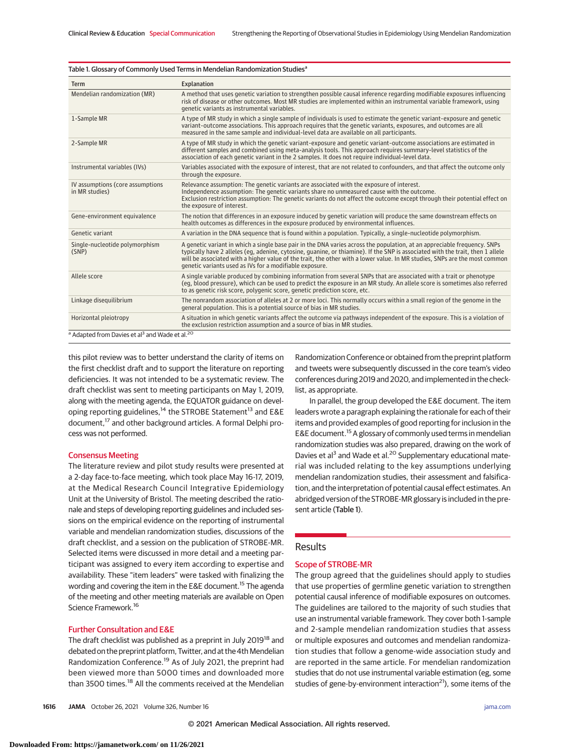Table 1. Glossary of Commonly Used Terms in Mendelian Randomization Studies[a]

| Term | Explanation |
|---|---|
| Mendelian randomization (MR) | A method that uses genetic variation to strengthen possible causal inference regarding modifiable exposures influencing risk of disease or other outcomes. Most MR studies are implemented within an instrumental variable framework, using genetic variants as instrumental variables. |
| 1-Sample MR | A type of MR study in which a single sample of individuals is used to estimate the genetic variant-exposure and genetic variant-outcome associations. This approach requires that the genetic variants, exposures, and outcomes are all measured in the same sample and individual-level data are available on all participants. |
| 2-Sample MR | A type of MR study in which the genetic variant-exposure and genetic variant-outcome associations are estimated in different samples and combined using meta-analysis tools. This approach requires summary-level statistics of the association of each genetic variant in the 2 samples. It does not require individual-level data. |
| Instrumental variables (IVs) | Variables associated with the exposure of interest, that are not related to confounders, and that affect the outcome only through the exposure. |
| IV assumptions (core assumptions in MR studies) | Relevance assumption: The genetic variants are associated with the exposure of interest. Independence assumption: The genetic variants share no unmeasured cause with the outcome. Exclusion restriction assumption: The genetic variants do not affect the outcome except through their potential effect on the exposure of interest. |
| Gene-environment equivalence | The notion that differences in an exposure induced by genetic variation will produce the same downstream effects on health outcomes as differences in the exposure produced by environmental influences. |
| Genetic variant | A variation in the DNA sequence that is found within a population. Typically, a single-nucleotide polymorphism. |
| Single-nucleotide polymorphism (SNP) | A genetic variant in which a single base pair in the DNA varies across the population, at an appreciable frequency. SNPs typically have 2 alleles (eg, adenine, cytosine, guanine, or thiamine). If the SNP is associated with the trait, then 1 allele will be associated with a higher value of the trait, the other with a lower value. In MR studies, SNPs are the most common genetic variants used as IVs for a modifiable exposure. |
| Allele score | A single variable produced by combining information from several SNPs that are associated with a trait or phenotype (eg, blood pressure), which can be used to predict the exposure in an MR study. An allele score is sometimes also referred to as genetic risk score, polygenic score, genetic prediction score, etc. |
| Linkage disequilibrium | The nonrandom association of alleles at 2 or more loci. This normally occurs within a small region of the genome in the general population. This is a potential source of bias in MR studies. |
| Horizontal pleiotropy | A situation in which genetic variants affect the outcome via pathways independent of the exposure. This is a violation of the exclusion restriction assumption and a source of bias in MR studies. |

[a] Adapted from Davies et al[3] and Wade et al.[20]

this pilot review was to better understand the clarity of items on the first checklist draft and to support the literature on reporting deficiencies. It was not intended to be a systematic review. The draft checklist was sent to meeting participants on May 1, 2019, along with the meeting agenda, the EQUATOR guidance on developing reporting guidelines,[14] the STROBE Statement[13] and E&E document,[17] and other background articles. A formal Delphi process was not performed.

### Consensus Meeting

The literature review and pilot study results were presented at a 2-day face-to-face meeting, which took place May 16-17, 2019, at the Medical Research Council Integrative Epidemiology Unit at the University of Bristol. The meeting described the rationale and steps of developing reporting guidelines and included sessions on the empirical evidence on the reporting of instrumental variable and mendelian randomization studies, discussions of the draft checklist, and a session on the publication of STROBE-MR. Selected items were discussed in more detail and a meeting participant was assigned to every item according to expertise and availability. These "item leaders" were tasked with finalizing the wording and covering the item in the E&E document.[15] The agenda of the meeting and other meeting materials are available on Open Science Framework.[16]

### Further Consultation and E&E

The draft checklist was published as a preprint in July 2019[18] and debated on the preprint platform, Twitter, and at the 4th Mendelian Randomization Conference.[19] As of July 2021, the preprint had been viewed more than 5000 times and downloaded more than 3500 times.[18] All the comments received at the Mendelian Randomization Conference or obtained from the preprint platform and tweets were subsequently discussed in the core team's video conferences during 2019 and 2020, and implemented in the checklist, as appropriate.

In parallel, the group developed the E&E document. The item leaders wrote a paragraph explaining the rationale for each of their items and provided examples of good reporting for inclusion in the E&E document.[15] A glossary of commonly used terms in mendelian randomization studies was also prepared, drawing on the work of Davies et al[3] and Wade et al.[20] Supplementary educational material was included relating to the key assumptions underlying mendelian randomization studies, their assessment and falsification, and the interpretation of potential causal effect estimates. An abridged version of the STROBE-MR glossary is included in the present article (**Table 1**).

## Results

### Scope of STROBE-MR

The group agreed that the guidelines should apply to studies that use properties of germline genetic variation to strengthen potential causal inference of modifiable exposures on outcomes. The guidelines are tailored to the majority of such studies that use an instrumental variable framework. They cover both 1-sample and 2-sample mendelian randomization studies that assess or multiple exposures and outcomes and mendelian randomization studies that follow a genome-wide association study and are reported in the same article. For mendelian randomization studies that do not use instrumental variable estimation (eg, some studies of gene-by-environment interaction[21]), some items of the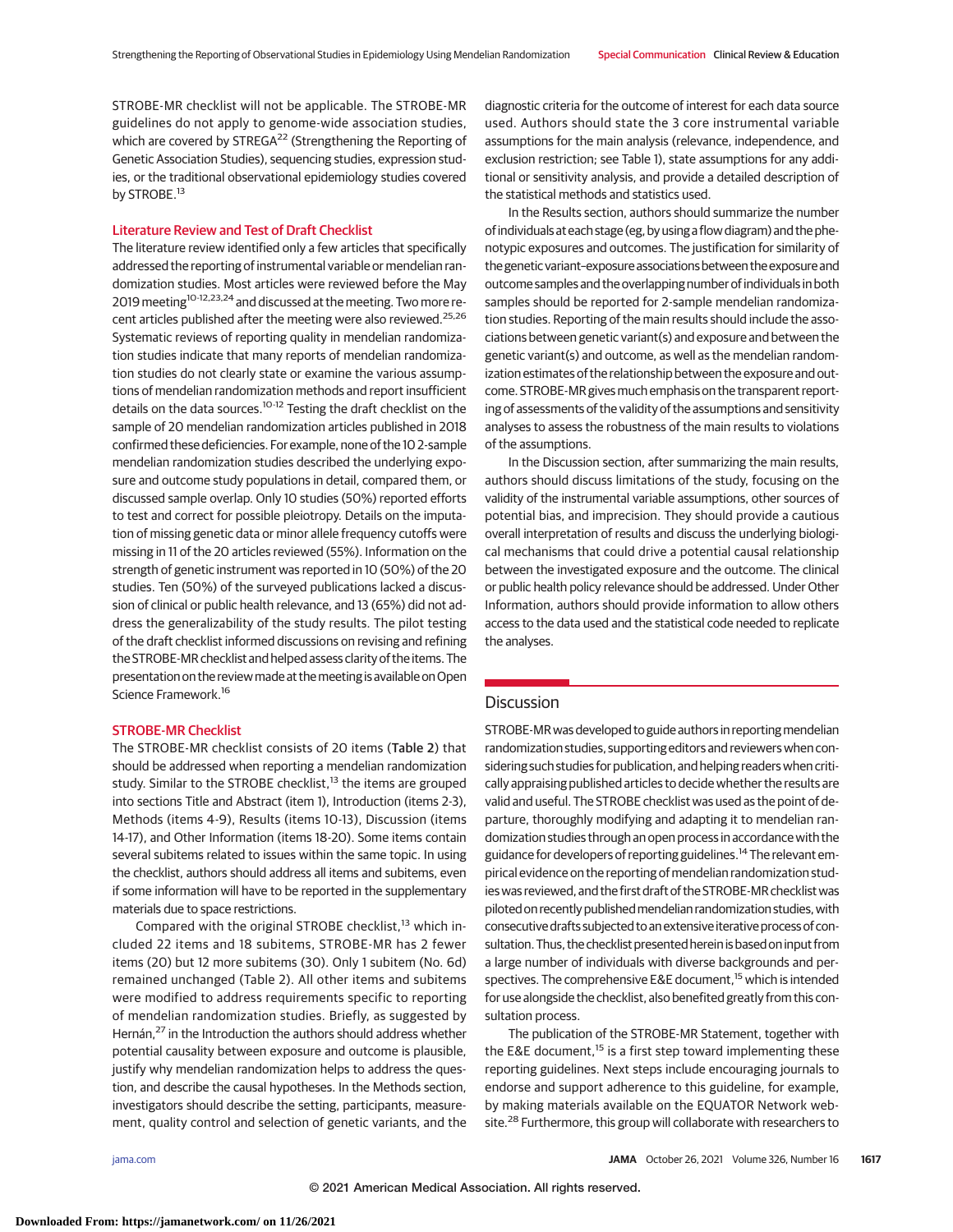STROBE-MR checklist will not be applicable. The STROBE-MR guidelines do not apply to genome-wide association studies, which are covered by STREGA[22] (Strengthening the Reporting of Genetic Association Studies), sequencing studies, expression studies, or the traditional observational epidemiology studies covered by STROBE.[13]

### Literature Review and Test of Draft Checklist

The literature review identified only a few articles that specifically addressed the reporting of instrumental variable or mendelian randomization studies. Most articles were reviewed before the May 2019 meeting[10-12,23,24] and discussed at the meeting. Two more recent articles published after the meeting were also reviewed.[25,26] Systematic reviews of reporting quality in mendelian randomization studies indicate that many reports of mendelian randomization studies do not clearly state or examine the various assumptions of mendelian randomization methods and report insufficient details on the data sources.[10-12] Testing the draft checklist on the sample of 20 mendelian randomization articles published in 2018 confirmed these deficiencies. For example, none of the 10 2-sample mendelian randomization studies described the underlying exposure and outcome study populations in detail, compared them, or discussed sample overlap. Only 10 studies (50%) reported efforts to test and correct for possible pleiotropy. Details on the imputation of missing genetic data or minor allele frequency cutoffs were missing in 11 of the 20 articles reviewed (55%). Information on the strength of genetic instrument was reported in 10 (50%) of the 20 studies. Ten (50%) of the surveyed publications lacked a discussion of clinical or public health relevance, and 13 (65%) did not address the generalizability of the study results. The pilot testing of the draft checklist informed discussions on revising and refining the STROBE-MR checklist and helped assess clarity of the items. The presentation on the review made at the meeting is available on Open Science Framework.[16]

### STROBE-MR Checklist

The STROBE-MR checklist consists of 20 items (Table 2) that should be addressed when reporting a mendelian randomization study. Similar to the STROBE checklist,[13] the items are grouped into sections Title and Abstract (item 1), Introduction (items 2-3), Methods (items 4-9), Results (items 10-13), Discussion (items 14-17), and Other Information (items 18-20). Some items contain several subitems related to issues within the same topic. In using the checklist, authors should address all items and subitems, even if some information will have to be reported in the supplementary materials due to space restrictions.

Compared with the original STROBE checklist,[13] which included 22 items and 18 subitems, STROBE-MR has 2 fewer items (20) but 12 more subitems (30). Only 1 subitem (No. 6d) remained unchanged (Table 2). All other items and subitems were modified to address requirements specific to reporting of mendelian randomization studies. Briefly, as suggested by Hernán,[27] in the Introduction the authors should address whether potential causality between exposure and outcome is plausible, justify why mendelian randomization helps to address the question, and describe the causal hypotheses. In the Methods section, investigators should describe the setting, participants, measurement, quality control and selection of genetic variants, and the diagnostic criteria for the outcome of interest for each data source used. Authors should state the 3 core instrumental variable assumptions for the main analysis (relevance, independence, and exclusion restriction; see Table 1), state assumptions for any additional or sensitivity analysis, and provide a detailed description of the statistical methods and statistics used.

In the Results section, authors should summarize the number of individuals at each stage (eg, by using a flow diagram) and the phenotypic exposures and outcomes. The justification for similarity of the genetic variant–exposure associations between the exposure and outcome samples and the overlapping number of individuals in both samples should be reported for 2-sample mendelian randomization studies. Reporting of the main results should include the associations between genetic variant(s) and exposure and between the genetic variant(s) and outcome, as well as the mendelian randomization estimates of the relationship between the exposure and outcome. STROBE-MR gives much emphasis on the transparent reporting of assessments of the validity of the assumptions and sensitivity analyses to assess the robustness of the main results to violations of the assumptions.

In the Discussion section, after summarizing the main results, authors should discuss limitations of the study, focusing on the validity of the instrumental variable assumptions, other sources of potential bias, and imprecision. They should provide a cautious overall interpretation of results and discuss the underlying biological mechanisms that could drive a potential causal relationship between the investigated exposure and the outcome. The clinical or public health policy relevance should be addressed. Under Other Information, authors should provide information to allow others access to the data used and the statistical code needed to replicate the analyses.

## Discussion

STROBE-MR was developed to guide authors in reporting mendelian randomization studies, supporting editors and reviewers when considering such studies for publication, and helping readers when critically appraising published articles to decide whether the results are valid and useful. The STROBE checklist was used as the point of departure, thoroughly modifying and adapting it to mendelian randomization studies through an open process in accordance with the guidance for developers of reporting guidelines.[14] The relevant empirical evidence on the reporting of mendelian randomization studies was reviewed, and the first draft of the STROBE-MR checklist was piloted on recently published mendelian randomization studies, with consecutive drafts subjected to an extensive iterative process of consultation. Thus, the checklist presented herein is based on input from a large number of individuals with diverse backgrounds and perspectives. The comprehensive E&E document,[15] which is intended for use alongside the checklist, also benefited greatly from this consultation process.

The publication of the STROBE-MR Statement, together with the E&E document,[15] is a first step toward implementing these reporting guidelines. Next steps include encouraging journals to endorse and support adherence to this guideline, for example, by making materials available on the EQUATOR Network website.[28] Furthermore, this group will collaborate with researchers to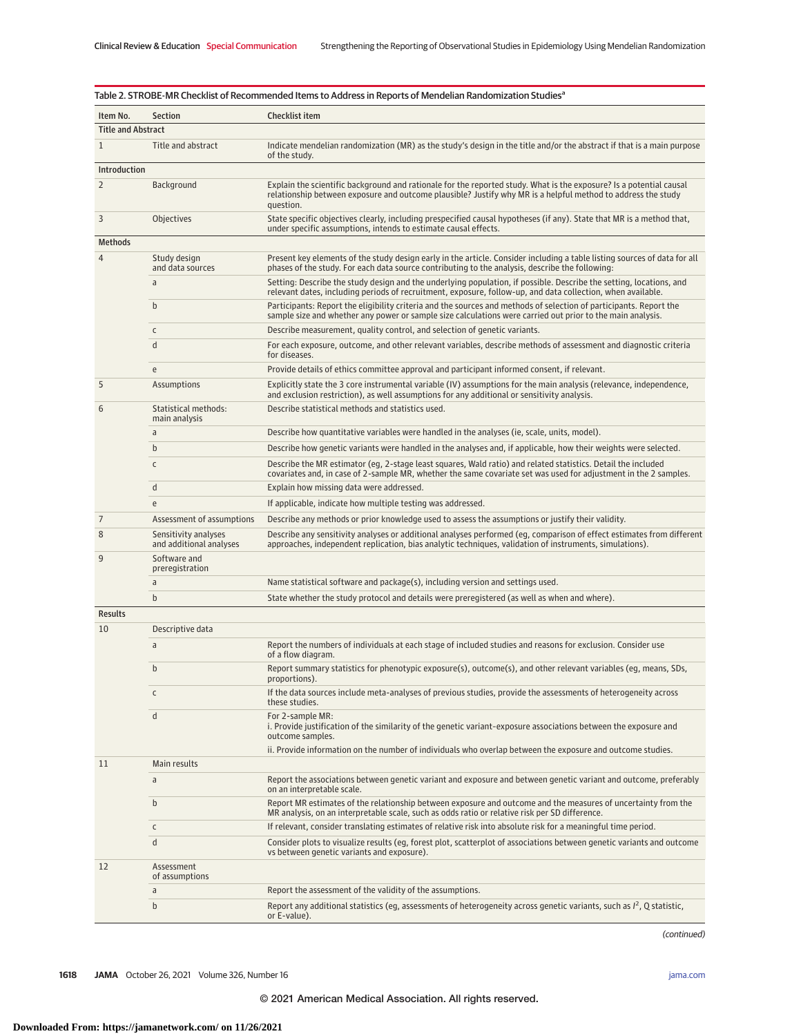Table 2. STROBE-MR Checklist of Recommended Items to Address in Reports of Mendelian Randomization Studies[a]

| Item No. | Section | Checklist item |
|---|---|---|
| **Title and Abstract** | | |
| 1 | Title and abstract | Indicate mendelian randomization (MR) as the study's design in the title and/or the abstract if that is a main purpose of the study. |
| **Introduction** | | |
| 2 | Background | Explain the scientific background and rationale for the reported study. What is the exposure? Is a potential causal relationship between exposure and outcome plausible? Justify why MR is a helpful method to address the study question. |
| 3 | Objectives | State specific objectives clearly, including prespecified causal hypotheses (if any). State that MR is a method that, under specific assumptions, intends to estimate causal effects. |
| **Methods** | | |
| 4 | Study design and data sources | Present key elements of the study design early in the article. Consider including a table listing sources of data for all phases of the study. For each data source contributing to the analysis, describe the following: |
| | a | Setting: Describe the study design and the underlying population, if possible. Describe the setting, locations, and relevant dates, including periods of recruitment, exposure, follow-up, and data collection, when available. |
| | b | Participants: Report the eligibility criteria and the sources and methods of selection of participants. Report the sample size and whether any power or sample size calculations were carried out prior to the main analysis. |
| | c | Describe measurement, quality control, and selection of genetic variants. |
| | d | For each exposure, outcome, and other relevant variables, describe methods of assessment and diagnostic criteria for diseases. |
| | e | Provide details of ethics committee approval and participant informed consent, if relevant. |
| 5 | Assumptions | Explicitly state the 3 core instrumental variable (IV) assumptions for the main analysis (relevance, independence, and exclusion restriction), as well assumptions for any additional or sensitivity analysis. |
| 6 | Statistical methods: main analysis | Describe statistical methods and statistics used. |
| | a | Describe how quantitative variables were handled in the analyses (ie, scale, units, model). |
| | b | Describe how genetic variants were handled in the analyses and, if applicable, how their weights were selected. |
| | c | Describe the MR estimator (eg, 2-stage least squares, Wald ratio) and related statistics. Detail the included covariates and, in case of 2-sample MR, whether the same covariate set was used for adjustment in the 2 samples. |
| | d | Explain how missing data were addressed. |
| | e | If applicable, indicate how multiple testing was addressed. |
| 7 | Assessment of assumptions | Describe any methods or prior knowledge used to assess the assumptions or justify their validity. |
| 8 | Sensitivity analyses and additional analyses | Describe any sensitivity analyses or additional analyses performed (eg, comparison of effect estimates from different approaches, independent replication, bias analytic techniques, validation of instruments, simulations). |
| 9 | Software and preregistration | |
| | a | Name statistical software and package(s), including version and settings used. |
| | b | State whether the study protocol and details were preregistered (as well as when and where). |
| **Results** | | |
| 10 | Descriptive data | |
| | a | Report the numbers of individuals at each stage of included studies and reasons for exclusion. Consider use of a flow diagram. |
| | b | Report summary statistics for phenotypic exposure(s), outcome(s), and other relevant variables (eg, means, SDs, proportions). |
| | c | If the data sources include meta-analyses of previous studies, provide the assessments of heterogeneity across these studies. |
| | d | For 2-sample MR: i. Provide justification of the similarity of the genetic variant-exposure associations between the exposure and outcome samples. ii. Provide information on the number of individuals who overlap between the exposure and outcome studies. |
| 11 | Main results | |
| | a | Report the associations between genetic variant and exposure and between genetic variant and outcome, preferably on an interpretable scale. |
| | b | Report MR estimates of the relationship between exposure and outcome and the measures of uncertainty from the MR analysis, on an interpretable scale, such as odds ratio or relative risk per SD difference. |
| | c | If relevant, consider translating estimates of relative risk into absolute risk for a meaningful time period. |
| | d | Consider plots to visualize results (eg, forest plot, scatterplot of associations between genetic variants and outcome vs between genetic variants and exposure). |
| 12 | Assessment of assumptions | |
| | a | Report the assessment of the validity of the assumptions. |
| | b | Report any additional statistics (eg, assessments of heterogeneity across genetic variants, such as $I^2$, Q statistic, or E-value). |

(continued)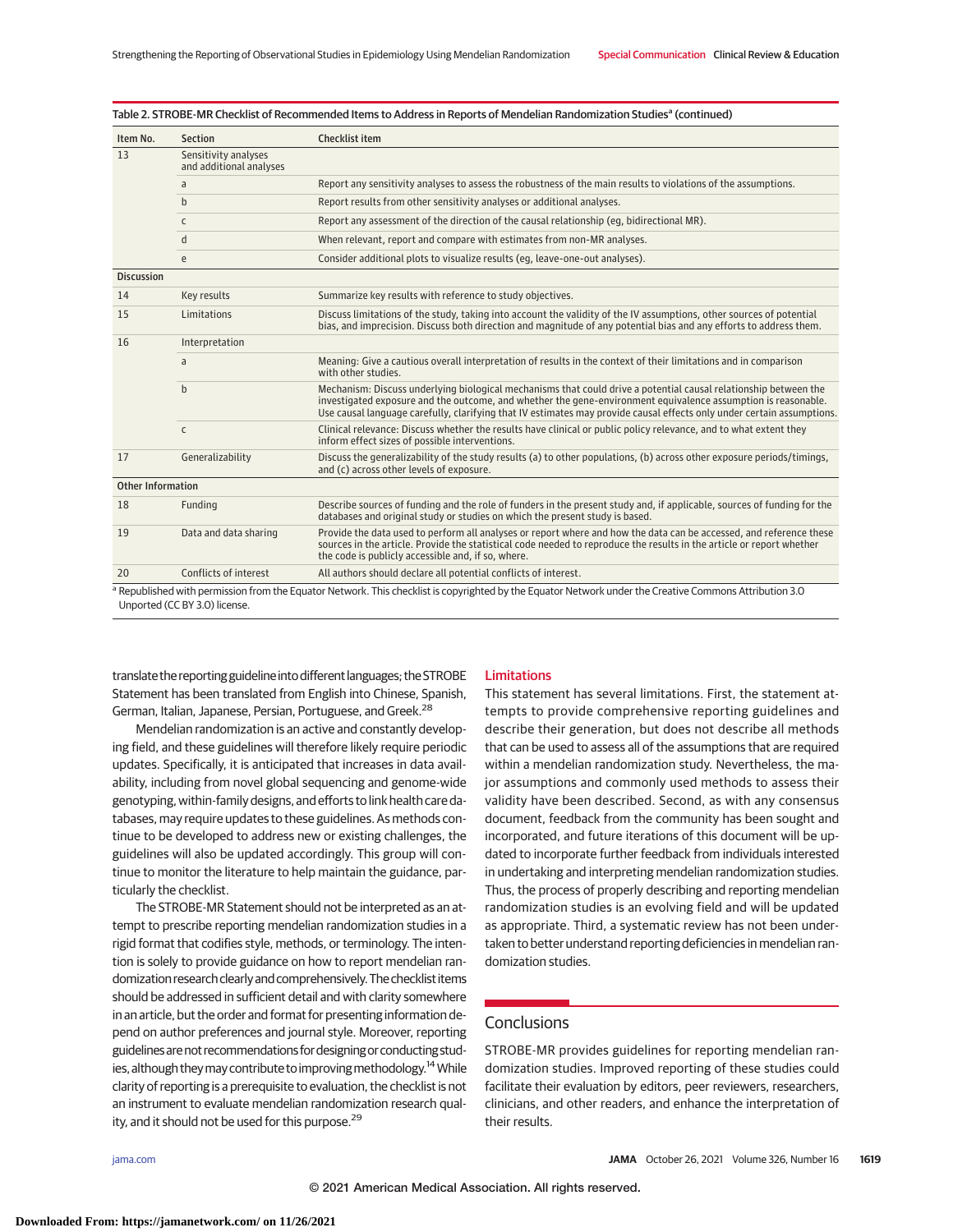Table 2. STROBE-MR Checklist of Recommended Items to Address in Reports of Mendelian Randomization Studies[a] (continued)

| Item No. | Section | Checklist item |
| --- | --- | --- |
| 13 | Sensitivity analyses and additional analyses | |
| | a | Report any sensitivity analyses to assess the robustness of the main results to violations of the assumptions. |
| | b | Report results from other sensitivity analyses or additional analyses. |
| | c | Report any assessment of the direction of the causal relationship (eg, bidirectional MR). |
| | d | When relevant, report and compare with estimates from non-MR analyses. |
| | e | Consider additional plots to visualize results (eg, leave-one-out analyses). |
| **Discussion** | | |
| 14 | Key results | Summarize key results with reference to study objectives. |
| 15 | Limitations | Discuss limitations of the study, taking into account the validity of the IV assumptions, other sources of potential bias, and imprecision. Discuss both direction and magnitude of any potential bias and any efforts to address them. |
| 16 | Interpretation | |
| | a | Meaning: Give a cautious overall interpretation of results in the context of their limitations and in comparison with other studies. |
| | b | Mechanism: Discuss underlying biological mechanisms that could drive a potential causal relationship between the investigated exposure and the outcome, and whether the gene-environment equivalence assumption is reasonable. Use causal language carefully, clarifying that IV estimates may provide causal effects only under certain assumptions. |
| | c | Clinical relevance: Discuss whether the results have clinical or public policy relevance, and to what extent they inform effect sizes of possible interventions. |
| 17 | Generalizability | Discuss the generalizability of the study results (a) to other populations, (b) across other exposure periods/timings, and (c) across other levels of exposure. |
| **Other Information** | | |
| 18 | Funding | Describe sources of funding and the role of funders in the present study and, if applicable, sources of funding for the databases and original study or studies on which the present study is based. |
| 19 | Data and data sharing | Provide the data used to perform all analyses or report where and how the data can be accessed, and reference these sources in the article. Provide the statistical code needed to reproduce the results in the article or report whether the code is publicly accessible and, if so, where. |
| 20 | Conflicts of interest | All authors should declare all potential conflicts of interest. |

[a] Republished with permission from the Equator Network. This checklist is copyrighted by the Equator Network under the Creative Commons Attribution 3.0 Unported (CC BY 3.0) license.

translate the reporting guideline into different languages; the STROBE Statement has been translated from English into Chinese, Spanish, German, Italian, Japanese, Persian, Portuguese, and Greek.[28]

Mendelian randomization is an active and constantly developing field, and these guidelines will therefore likely require periodic updates. Specifically, it is anticipated that increases in data availability, including from novel global sequencing and genome-wide genotyping, within-family designs, and efforts to link health care databases, may require updates to these guidelines. As methods continue to be developed to address new or existing challenges, the guidelines will also be updated accordingly. This group will continue to monitor the literature to help maintain the guidance, particularly the checklist.

The STROBE-MR Statement should not be interpreted as an attempt to prescribe reporting mendelian randomization studies in a rigid format that codifies style, methods, or terminology. The intention is solely to provide guidance on how to report mendelian randomization research clearly and comprehensively. The checklist items should be addressed in sufficient detail and with clarity somewhere in an article, but the order and format for presenting information depend on author preferences and journal style. Moreover, reporting guidelines are not recommendations for designing or conducting studies, although they may contribute to improving methodology.[14] While clarity of reporting is a prerequisite to evaluation, the checklist is not an instrument to evaluate mendelian randomization research quality, and it should not be used for this purpose.[29]

### Limitations

This statement has several limitations. First, the statement attempts to provide comprehensive reporting guidelines and describe their generation, but does not describe all methods that can be used to assess all of the assumptions that are required within a mendelian randomization study. Nevertheless, the major assumptions and commonly used methods to assess their validity have been described. Second, as with any consensus document, feedback from the community has been sought and incorporated, and future iterations of this document will be updated to incorporate further feedback from individuals interested in undertaking and interpreting mendelian randomization studies. Thus, the process of properly describing and reporting mendelian randomization studies is an evolving field and will be updated as appropriate. Third, a systematic review has not been undertaken to better understand reporting deficiencies in mendelian randomization studies.

## Conclusions

STROBE-MR provides guidelines for reporting mendelian randomization studies. Improved reporting of these studies could facilitate their evaluation by editors, peer reviewers, researchers, clinicians, and other readers, and enhance the interpretation of their results.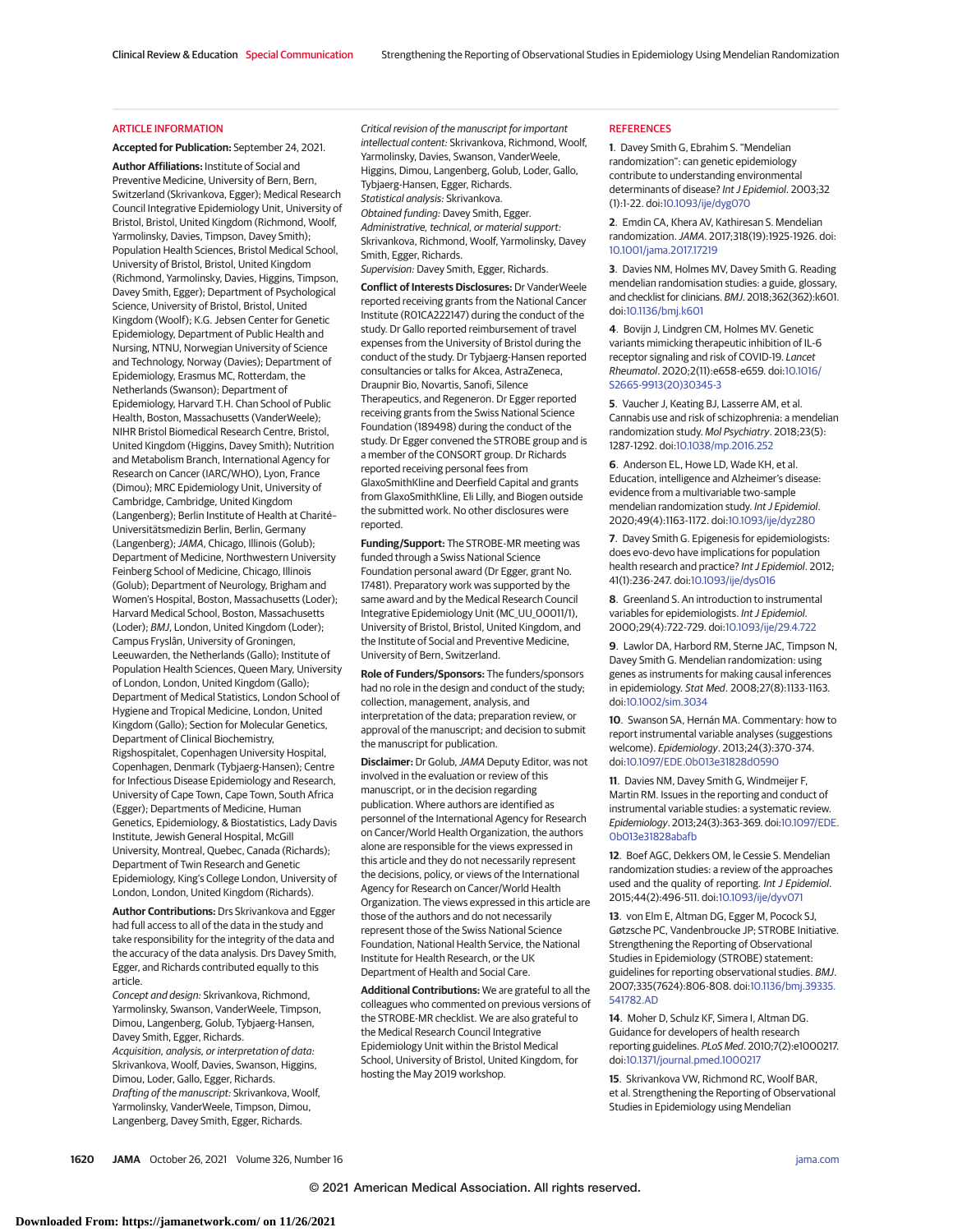## ARTICLE INFORMATION

**Accepted for Publication:** September 24, 2021.

**Author Affiliations:** Institute of Social and Preventive Medicine, University of Bern, Bern, Switzerland (Skrivankova, Egger); Medical Research Council Integrative Epidemiology Unit, University of Bristol, Bristol, United Kingdom (Richmond, Woolf, Yarmolinsky, Davies, Timpson, Davey Smith); Population Health Sciences, Bristol Medical School, University of Bristol, Bristol, United Kingdom (Richmond, Yarmolinsky, Davies, Higgins, Timpson, Davey Smith, Egger); Department of Psychological Science, University of Bristol, Bristol, United Kingdom (Woolf); K.G. Jebsen Center for Genetic Epidemiology, Department of Public Health and Nursing, NTNU, Norwegian University of Science and Technology, Norway (Davies); Department of Epidemiology, Erasmus MC, Rotterdam, the Netherlands (Swanson); Department of Epidemiology, Harvard T.H. Chan School of Public Health, Boston, Massachusetts (VanderWeele); NIHR Bristol Biomedical Research Centre, Bristol, United Kingdom (Higgins, Davey Smith); Nutrition and Metabolism Branch, International Agency for Research on Cancer (IARC/WHO), Lyon, France (Dimou); MRC Epidemiology Unit, University of Cambridge, Cambridge, United Kingdom (Langenberg); Berlin Institute of Health at Charité–Universitätsmedizin Berlin, Berlin, Germany (Langenberg); *JAMA*, Chicago, Illinois (Golub); Department of Medicine, Northwestern University Feinberg School of Medicine, Chicago, Illinois (Golub); Department of Neurology, Brigham and Women's Hospital, Boston, Massachusetts (Loder); Harvard Medical School, Boston, Massachusetts (Loder); *BMJ*, London, United Kingdom (Loder); Campus Fryslân, University of Groningen, Leeuwarden, the Netherlands (Gallo); Institute of Population Health Sciences, Queen Mary, University of London, London, United Kingdom (Gallo); Department of Medical Statistics, London School of Hygiene and Tropical Medicine, London, United Kingdom (Gallo); Section for Molecular Genetics, Department of Clinical Biochemistry, Rigshospitalet, Copenhagen University Hospital, Copenhagen, Denmark (Tybjaerg-Hansen); Centre for Infectious Disease Epidemiology and Research, University of Cape Town, Cape Town, South Africa (Egger); Departments of Medicine, Human Genetics, Epidemiology, & Biostatistics, Lady Davis Institute, Jewish General Hospital, McGill University, Montreal, Quebec, Canada (Richards); Department of Twin Research and Genetic Epidemiology, King's College London, University of London, London, United Kingdom (Richards).

**Author Contributions:** Drs Skrivankova and Egger had full access to all of the data in the study and take responsibility for the integrity of the data and the accuracy of the data analysis. Drs Davey Smith, Egger, and Richards contributed equally to this article.

*Concept and design:* Skrivankova, Richmond, Yarmolinsky, Swanson, VanderWeele, Timpson, Dimou, Langenberg, Golub, Tybjaerg-Hansen, Davey Smith, Egger, Richards.

*Acquisition, analysis, or interpretation of data:* Skrivankova, Woolf, Davies, Swanson, Higgins, Dimou, Loder, Gallo, Egger, Richards.

*Drafting of the manuscript:* Skrivankova, Woolf, Yarmolinsky, VanderWeele, Timpson, Dimou, Langenberg, Davey Smith, Egger, Richards.

*Critical revision of the manuscript for important intellectual content:* Skrivankova, Richmond, Woolf, Yarmolinsky, Davies, Swanson, VanderWeele, Higgins, Dimou, Langenberg, Golub, Loder, Gallo, Tybjaerg-Hansen, Egger, Richards.

*Statistical analysis:* Skrivankova.

*Obtained funding:* Davey Smith, Egger.

*Administrative, technical, or material support:* Skrivankova, Richmond, Woolf, Yarmolinsky, Davey Smith, Egger, Richards.

*Supervision:* Davey Smith, Egger, Richards.

**Conflict of Interests Disclosures:** Dr VanderWeele reported receiving grants from the National Cancer Institute (R01CA222147) during the conduct of the study. Dr Gallo reported reimbursement of travel expenses from the University of Bristol during the conduct of the study. Dr Tybjaerg-Hansen reported consultancies or talks for Akcea, AstraZeneca, Draupnir Bio, Novartis, Sanofi, Silence Therapeutics, and Regeneron. Dr Egger reported receiving grants from the Swiss National Science Foundation (189498) during the conduct of the study. Dr Egger convened the STROBE group and is a member of the CONSORT group. Dr Richards reported receiving personal fees from GlaxoSmithKline and Deerfield Capital and grants from GlaxoSmithKline, Eli Lilly, and Biogen outside the submitted work. No other disclosures were reported.

**Funding/Support:** The STROBE-MR meeting was funded through a Swiss National Science Foundation personal award (Dr Egger, grant No. 17481). Preparatory work was supported by the same award and by the Medical Research Council Integrative Epidemiology Unit (MC_UU_00011/1), University of Bristol, Bristol, United Kingdom, and the Institute of Social and Preventive Medicine, University of Bern, Switzerland.

**Role of Funders/Sponsors:** The funders/sponsors had no role in the design and conduct of the study; collection, management, analysis, and interpretation of the data; preparation review, or approval of the manuscript; and decision to submit the manuscript for publication.

**Disclaimer:** Dr Golub, *JAMA* Deputy Editor, was not involved in the evaluation or review of this manuscript, or in the decision regarding publication. Where authors are identified as personnel of the International Agency for Research on Cancer/World Health Organization, the authors alone are responsible for the views expressed in this article and they do not necessarily represent the decisions, policy, or views of the International Agency for Research on Cancer/World Health Organization. The views expressed in this article are those of the authors and do not necessarily represent those of the Swiss National Science Foundation, National Health Service, the National Institute for Health Research, or the UK Department of Health and Social Care.

**Additional Contributions:** We are grateful to all the colleagues who commented on previous versions of the STROBE-MR checklist. We are also grateful to the Medical Research Council Integrative Epidemiology Unit within the Bristol Medical School, University of Bristol, United Kingdom, for hosting the May 2019 workshop.

## REFERENCES

1. Davey Smith G, Ebrahim S. "Mendelian randomization": can genetic epidemiology contribute to understanding environmental determinants of disease? *Int J Epidemiol*. 2003;32(1):1-22. doi:10.1093/ije/dyg070

2. Emdin CA, Khera AV, Kathiresan S. Mendelian randomization. *JAMA*. 2017;318(19):1925-1926. doi:10.1001/jama.2017.17219

3. Davies NM, Holmes MV, Davey Smith G. Reading mendelian randomisation studies: a guide, glossary, and checklist for clinicians. *BMJ*. 2018;362(362):k601. doi:10.1136/bmj.k601

4. Bovijn J, Lindgren CM, Holmes MV. Genetic variants mimicking therapeutic inhibition of IL-6 receptor signaling and risk of COVID-19. *Lancet Rheumatol*. 2020;2(11):e658-e659. doi:10.1016/S2665-9913(20)30345-3

5. Vaucher J, Keating BJ, Lasserre AM, et al. Cannabis use and risk of schizophrenia: a mendelian randomization study. *Mol Psychiatry*. 2018;23(5):1287-1292. doi:10.1038/mp.2016.252

6. Anderson EL, Howe LD, Wade KH, et al. Education, intelligence and Alzheimer's disease: evidence from a multivariable two-sample mendelian randomization study. *Int J Epidemiol*. 2020;49(4):1163-1172. doi:10.1093/ije/dyz280

7. Davey Smith G. Epigenesis for epidemiologists: does evo-devo have implications for population health research and practice? *Int J Epidemiol*. 2012;41(1):236-247. doi:10.1093/ije/dys016

8. Greenland S. An introduction to instrumental variables for epidemiologists. *Int J Epidemiol*. 2000;29(4):722-729. doi:10.1093/ije/29.4.722

9. Lawlor DA, Harbord RM, Sterne JAC, Timpson N, Davey Smith G. Mendelian randomization: using genes as instruments for making causal inferences in epidemiology. *Stat Med*. 2008;27(8):1133-1163. doi:10.1002/sim.3034

10. Swanson SA, Hernán MA. Commentary: how to report instrumental variable analyses (suggestions welcome). *Epidemiology*. 2013;24(3):370-374. doi:10.1097/EDE.0b013e31828d0590

11. Davies NM, Davey Smith G, Windmeijer F, Martin RM. Issues in the reporting and conduct of instrumental variable studies: a systematic review. *Epidemiology*. 2013;24(3):363-369. doi:10.1097/EDE.0b013e31828abafb

12. Boef AGC, Dekkers OM, le Cessie S. Mendelian randomization studies: a review of the approaches used and the quality of reporting. *Int J Epidemiol*. 2015;44(2):496-511. doi:10.1093/ije/dyv071

13. von Elm E, Altman DG, Egger M, Pocock SJ, Gøtzsche PC, Vandenbroucke JP; STROBE Initiative. Strengthening the Reporting of Observational Studies in Epidemiology (STROBE) statement: guidelines for reporting observational studies. *BMJ*. 2007;335(7624):806-808. doi:10.1136/bmj.39335.541782.AD

14. Moher D, Schulz KF, Simera I, Altman DG. Guidance for developers of health research reporting guidelines. *PLoS Med*. 2010;7(2):e1000217. doi:10.1371/journal.pmed.1000217

15. Skrivankova VW, Richmond RC, Woolf BAR, et al. Strengthening the Reporting of Observational Studies in Epidemiology using Mendelian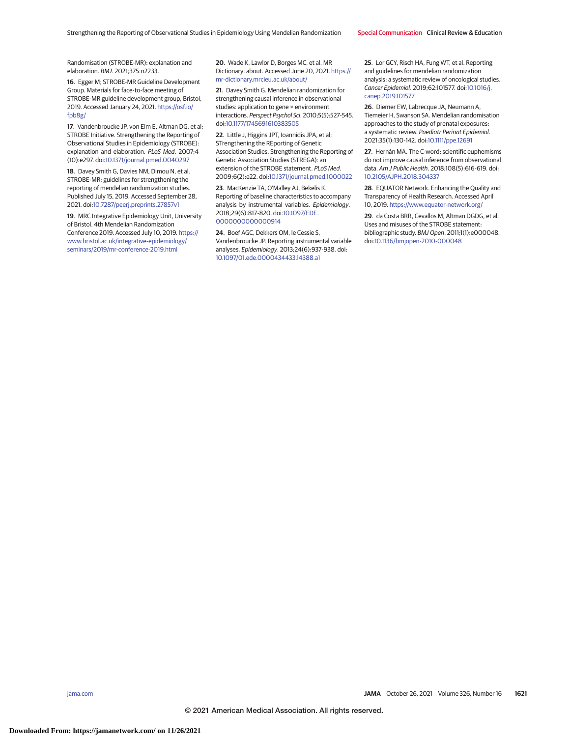Randomisation (STROBE-MR): explanation and elaboration. *BMJ*. 2021;375:n2233.

16. Egger M; STROBE-MR Guideline Development Group. Materials for face-to-face meeting of STROBE-MR guideline development group, Bristol, 2019. Accessed January 24, 2021. https://osf.io/fpb8g/

17. Vandenbroucke JP, von Elm E, Altman DG, et al; STROBE Initiative. Strengthening the Reporting of Observational Studies in Epidemiology (STROBE): explanation and elaboration. *PLoS Med*. 2007;4(10):e297. doi:10.1371/journal.pmed.0040297

18. Davey Smith G, Davies NM, Dimou N, et al. STROBE-MR: guidelines for strengthening the reporting of mendelian randomization studies. Published July 15, 2019. Accessed September 28, 2021. doi:10.7287/peerj.preprints.27857v1

19. MRC Integrative Epidemiology Unit, University of Bristol. 4th Mendelian Randomization Conference 2019. Accessed July 10, 2019. https://www.bristol.ac.uk/integrative-epidemiology/seminars/2019/mr-conference-2019.html

20. Wade K, Lawlor D, Borges MC, et al. MR Dictionary: about. Accessed June 20, 2021. https://mr-dictionary.mrcieu.ac.uk/about/

21. Davey Smith G. Mendelian randomization for strengthening causal inference in observational studies: application to gene × environment interactions. *Perspect Psychol Sci*. 2010;5(5):527-545. doi:10.1177/1745691610383505

22. Little J, Higgins JPT, Ioannidis JPA, et al; STrengthening the REporting of Genetic Association Studies. Strengthening the Reporting of Genetic Association Studies (STREGA): an extension of the STROBE statement. *PLoS Med*. 2009;6(2):e22. doi:10.1371/journal.pmed.1000022

23. MacKenzie TA, O'Malley AJ, Bekelis K. Reporting of baseline characteristics to accompany analysis by instrumental variables. *Epidemiology*. 2018;29(6):817-820. doi:10.1097/EDE.0000000000000914

24. Boef AGC, Dekkers OM, le Cessie S, Vandenbroucke JP. Reporting instrumental variable analyses. *Epidemiology*. 2013;24(6):937-938. doi:10.1097/01.ede.0000434433.14388.a1

25. Lor GCY, Risch HA, Fung WT, et al. Reporting and guidelines for mendelian randomization analysis: a systematic review of oncological studies. *Cancer Epidemiol*. 2019;62:101577. doi:10.1016/j.canep.2019.101577

26. Diemer EW, Labrecque JA, Neumann A, Tiemeier H, Swanson SA. Mendelian randomisation approaches to the study of prenatal exposures: a systematic review. *Paediatr Perinat Epidemiol*. 2021;35(1):130-142. doi:10.1111/ppe.12691

27. Hernán MA. The C-word: scientific euphemisms do not improve causal inference from observational data. *Am J Public Health*. 2018;108(5):616-619. doi:10.2105/AJPH.2018.304337

28. EQUATOR Network. Enhancing the Quality and Transparency of Health Research. Accessed April 10, 2019. https://www.equator-network.org/

29. da Costa BRR, Cevallos M, Altman DGDG, et al. Uses and misuses of the STROBE statement: bibliographic study. *BMJ Open*. 2011;1(1):e000048. doi:10.1136/bmjopen-2010-000048